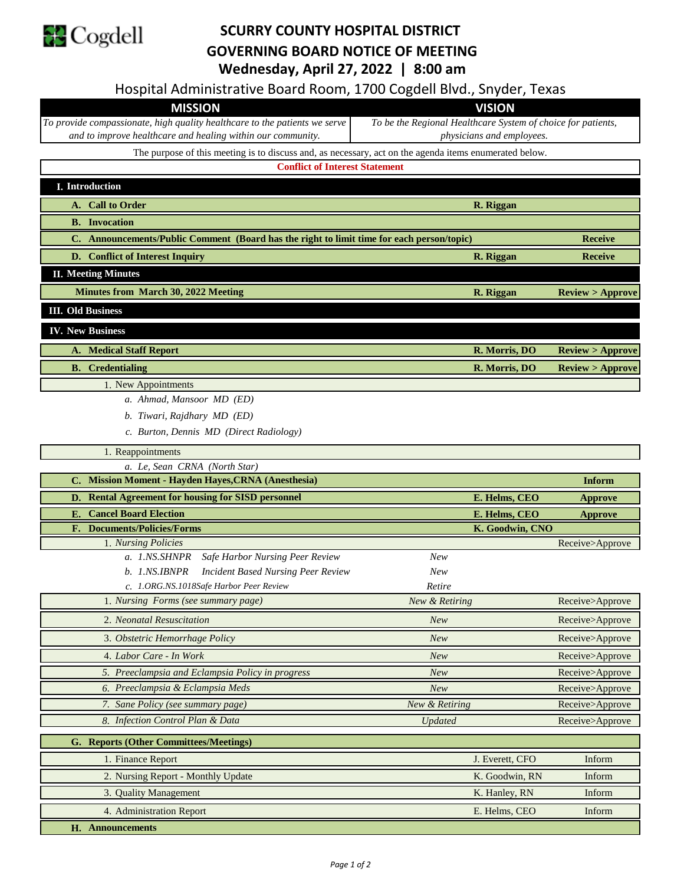Cogdell

# SCURRY COUNTY HOSPITAL DISTRICT

## GOVERNING BOARD NOTICE OF MEETING

### Wednesday, April 27, 2022 | 8:00 am

Hospital Administrative Board Room, 1700 Cogdell Blvd., Snyder, Texas

| MISSION | VISION |
|---|---|
| *To provide compassionate, high quality healthcare to the patients we serve and to improve healthcare and healing within our community.* | *To be the Regional Healthcare System of choice for patients, physicians and employees.* |

The purpose of this meeting is to discuss and, as necessary, act on the agenda items enumerated below.

**Conflict of Interest Statement**

| | | | |
|---|---|---|---|
| **I. Introduction** | | | |
| **A. Call to Order** | | **R. Riggan** | |
| **B. Invocation** | | | |
| **C. Announcements/Public Comment (Board has the right to limit time for each person/topic)** | | | **Receive** |
| **D. Conflict of Interest Inquiry** | | **R. Riggan** | **Receive** |
| **II. Meeting Minutes** | | | |
| **Minutes from March 30, 2022 Meeting** | | **R. Riggan** | **Review > Approve** |
| **III. Old Business** | | | |
| **IV. New Business** | | | |
| **A. Medical Staff Report** | | **R. Morris, DO** | **Review > Approve** |
| **B. Credentialing** | | **R. Morris, DO** | **Review > Approve** |
| 1. New Appointments | | | |
| *a. Ahmad, Mansoor MD (ED)* | | | |
| *b. Tiwari, Rajdhary MD (ED)* | | | |
| *c. Burton, Dennis MD (Direct Radiology)* | | | |
| 1. Reappointments | | | |
| *a. Le, Sean CRNA (North Star)* | | | |
| **C. Mission Moment - Hayden Hayes,CRNA (Anesthesia)** | | | **Inform** |
| **D. Rental Agreement for housing for SISD personnel** | | **E. Helms, CEO** | **Approve** |
| **E. Cancel Board Election** | | **E. Helms, CEO** | **Approve** |
| **F. Documents/Policies/Forms** | | **K. Goodwin, CNO** | |
| 1. *Nursing Policies* | | | Receive>Approve |
| *a. 1.NS.SHNPR Safe Harbor Nursing Peer Review* | *New* | | |
| *b. 1.NS.IBNPR Incident Based Nursing Peer Review* | *New* | | |
| *c. 1.ORG.NS.1018Safe Harbor Peer Review* | *Retire* | | |
| 1. *Nursing Forms (see summary page)* | *New & Retiring* | | Receive>Approve |
| 2. *Neonatal Resuscitation* | *New* | | Receive>Approve |
| 3. *Obstetric Hemorrhage Policy* | *New* | | Receive>Approve |
| 4. *Labor Care - In Work* | *New* | | Receive>Approve |
| 5. *Preeclampsia and Eclampsia Policy in progress* | *New* | | Receive>Approve |
| 6. *Preeclampsia & Eclampsia Meds* | *New* | | Receive>Approve |
| 7. *Sane Policy (see summary page)* | *New & Retiring* | | Receive>Approve |
| 8. *Infection Control Plan & Data* | *Updated* | | Receive>Approve |
| **G. Reports (Other Committees/Meetings)** | | | |
| 1. Finance Report | | J. Everett, CFO | Inform |
| 2. Nursing Report - Monthly Update | | K. Goodwin, RN | Inform |
| 3. Quality Management | | K. Hanley, RN | Inform |
| 4. Administration Report | | E. Helms, CEO | Inform |
| **H. Announcements** | | | |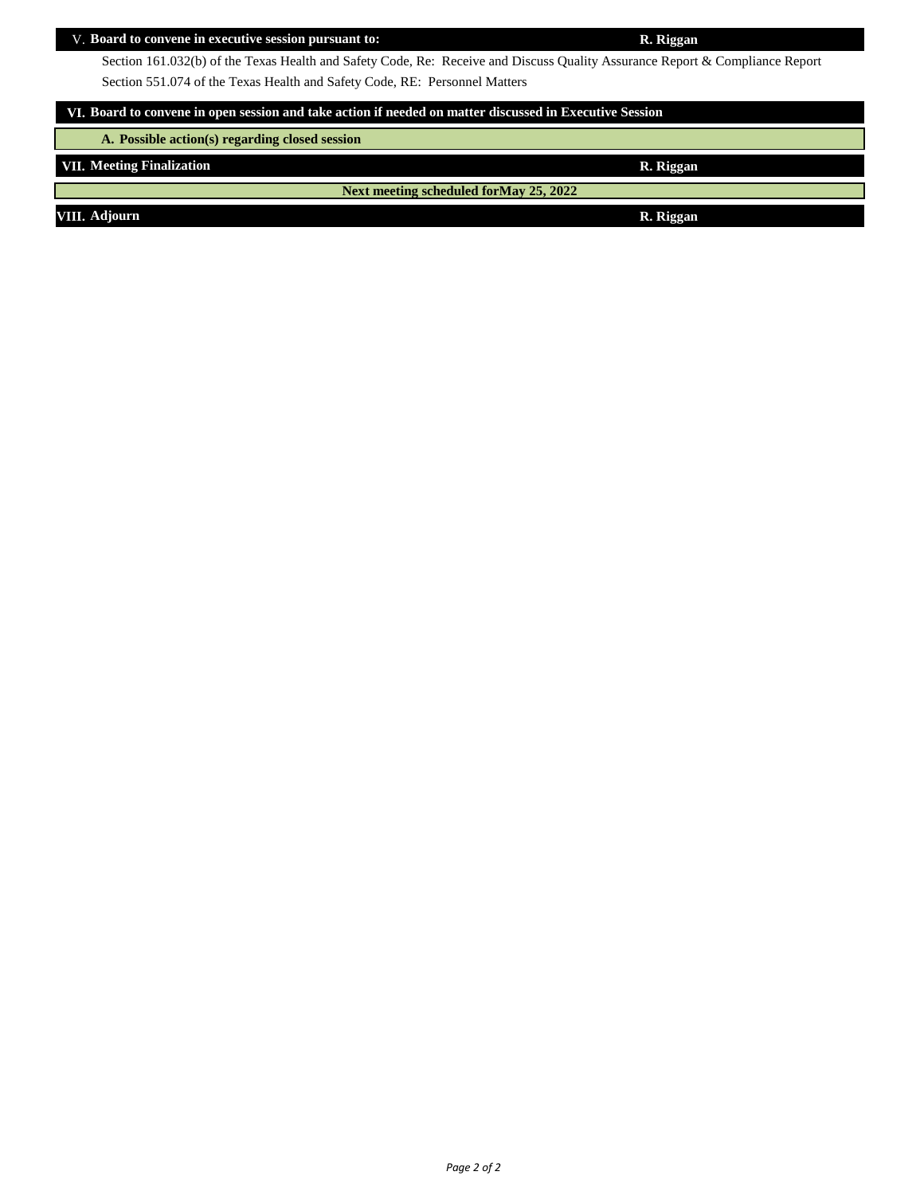## V. Board to convene in executive session pursuant to: **R. Riggan**

Section 161.032(b) of the Texas Health and Safety Code, Re: Receive and Discuss Quality Assurance Report & Compliance Report

Section 551.074 of the Texas Health and Safety Code, RE: Personnel Matters

## VI. Board to convene in open session and take action if needed on matter discussed in Executive Session

**A. Possible action(s) regarding closed session**

## VII. Meeting Finalization **R. Riggan**

**Next meeting scheduled forMay 25, 2022**

## VIII. Adjourn **R. Riggan**